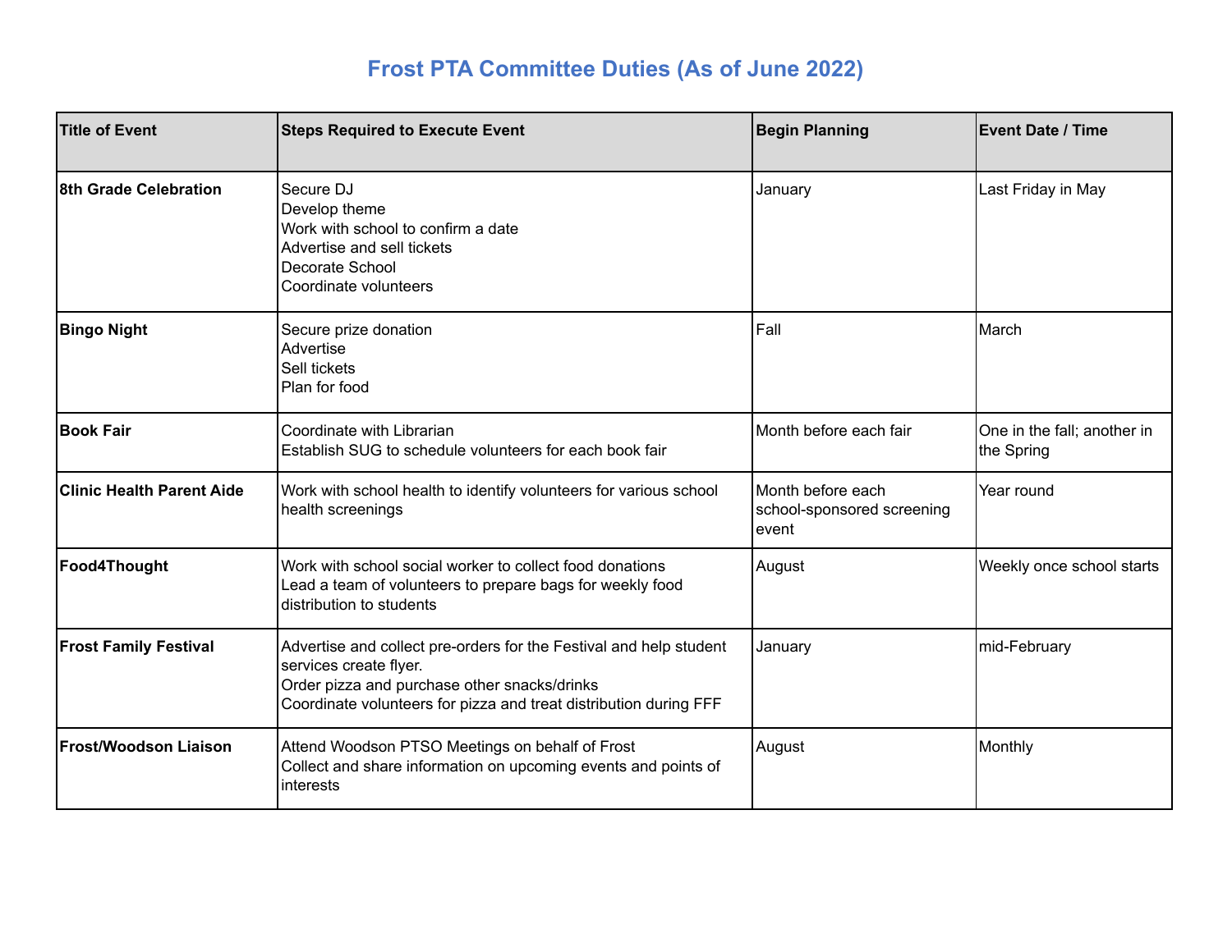# Frost PTA Committee Duties (As of June 2022)

| Title of Event | Steps Required to Execute Event | Begin Planning | Event Date / Time |
|---|---|---|---|
| **8th Grade Celebration** | Secure DJ<br>Develop theme<br>Work with school to confirm a date<br>Advertise and sell tickets<br>Decorate School<br>Coordinate volunteers | January | Last Friday in May |
| **Bingo Night** | Secure prize donation<br>Advertise<br>Sell tickets<br>Plan for food | Fall | March |
| **Book Fair** | Coordinate with Librarian<br>Establish SUG to schedule volunteers for each book fair | Month before each fair | One in the fall; another in the Spring |
| **Clinic Health Parent Aide** | Work with school health to identify volunteers for various school health screenings | Month before each school-sponsored screening event | Year round |
| **Food4Thought** | Work with school social worker to collect food donations<br>Lead a team of volunteers to prepare bags for weekly food distribution to students | August | Weekly once school starts |
| **Frost Family Festival** | Advertise and collect pre-orders for the Festival and help student services create flyer.<br>Order pizza and purchase other snacks/drinks<br>Coordinate volunteers for pizza and treat distribution during FFF | January | mid-February |
| **Frost/Woodson Liaison** | Attend Woodson PTSO Meetings on behalf of Frost<br>Collect and share information on upcoming events and points of interests | August | Monthly |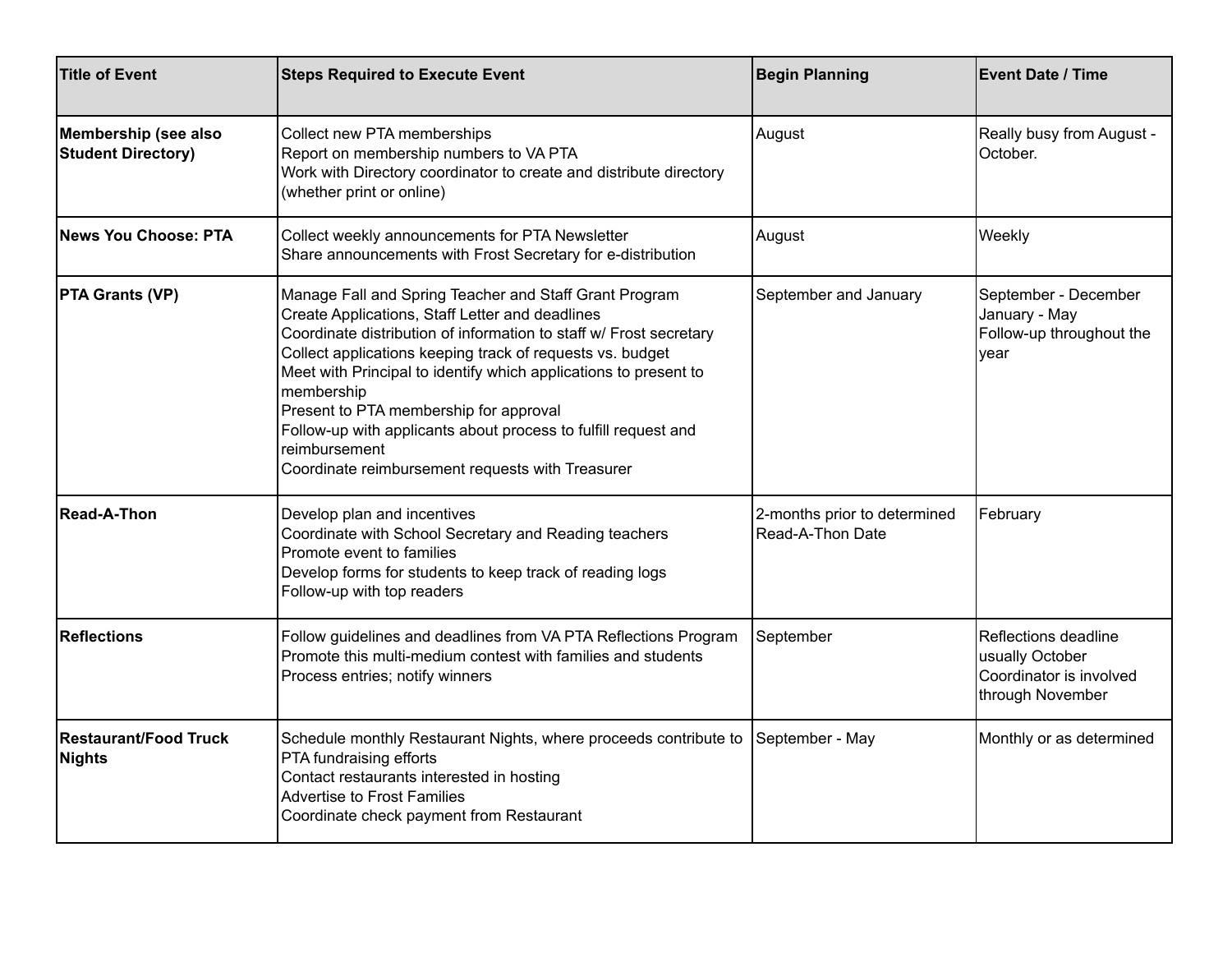| Title of Event | Steps Required to Execute Event | Begin Planning | Event Date / Time |
|---|---|---|---|
| **Membership (see also Student Directory)** | Collect new PTA memberships<br>Report on membership numbers to VA PTA<br>Work with Directory coordinator to create and distribute directory (whether print or online) | August | Really busy from August - October. |
| **News You Choose: PTA** | Collect weekly announcements for PTA Newsletter<br>Share announcements with Frost Secretary for e-distribution | August | Weekly |
| **PTA Grants (VP)** | Manage Fall and Spring Teacher and Staff Grant Program<br>Create Applications, Staff Letter and deadlines<br>Coordinate distribution of information to staff w/ Frost secretary<br>Collect applications keeping track of requests vs. budget<br>Meet with Principal to identify which applications to present to membership<br>Present to PTA membership for approval<br>Follow-up with applicants about process to fulfill request and reimbursement<br>Coordinate reimbursement requests with Treasurer | September and January | September - December<br>January - May<br>Follow-up throughout the year |
| **Read-A-Thon** | Develop plan and incentives<br>Coordinate with School Secretary and Reading teachers<br>Promote event to families<br>Develop forms for students to keep track of reading logs<br>Follow-up with top readers | 2-months prior to determined Read-A-Thon Date | February |
| **Reflections** | Follow guidelines and deadlines from VA PTA Reflections Program<br>Promote this multi-medium contest with families and students<br>Process entries; notify winners | September | Reflections deadline usually October<br>Coordinator is involved through November |
| **Restaurant/Food Truck Nights** | Schedule monthly Restaurant Nights, where proceeds contribute to PTA fundraising efforts<br>Contact restaurants interested in hosting<br>Advertise to Frost Families<br>Coordinate check payment from Restaurant | September - May | Monthly or as determined |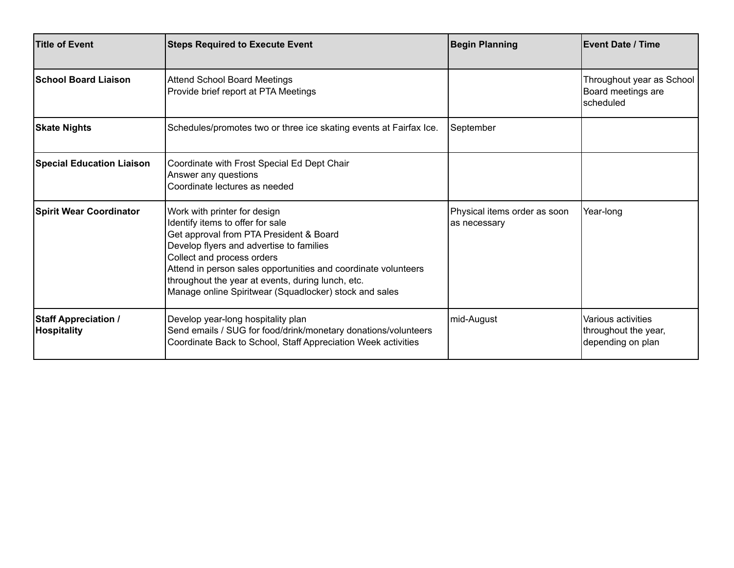| Title of Event | Steps Required to Execute Event | Begin Planning | Event Date / Time |
|---|---|---|---|
| **School Board Liaison** | Attend School Board Meetings<br>Provide brief report at PTA Meetings | | Throughout year as School Board meetings are scheduled |
| **Skate Nights** | Schedules/promotes two or three ice skating events at Fairfax Ice. | September | |
| **Special Education Liaison** | Coordinate with Frost Special Ed Dept Chair<br>Answer any questions<br>Coordinate lectures as needed | | |
| **Spirit Wear Coordinator** | Work with printer for design<br>Identify items to offer for sale<br>Get approval from PTA President & Board<br>Develop flyers and advertise to families<br>Collect and process orders<br>Attend in person sales opportunities and coordinate volunteers throughout the year at events, during lunch, etc.<br>Manage online Spiritwear (Squadlocker) stock and sales | Physical items order as soon as necessary | Year-long |
| **Staff Appreciation / Hospitality** | Develop year-long hospitality plan<br>Send emails / SUG for food/drink/monetary donations/volunteers<br>Coordinate Back to School, Staff Appreciation Week activities | mid-August | Various activities throughout the year, depending on plan |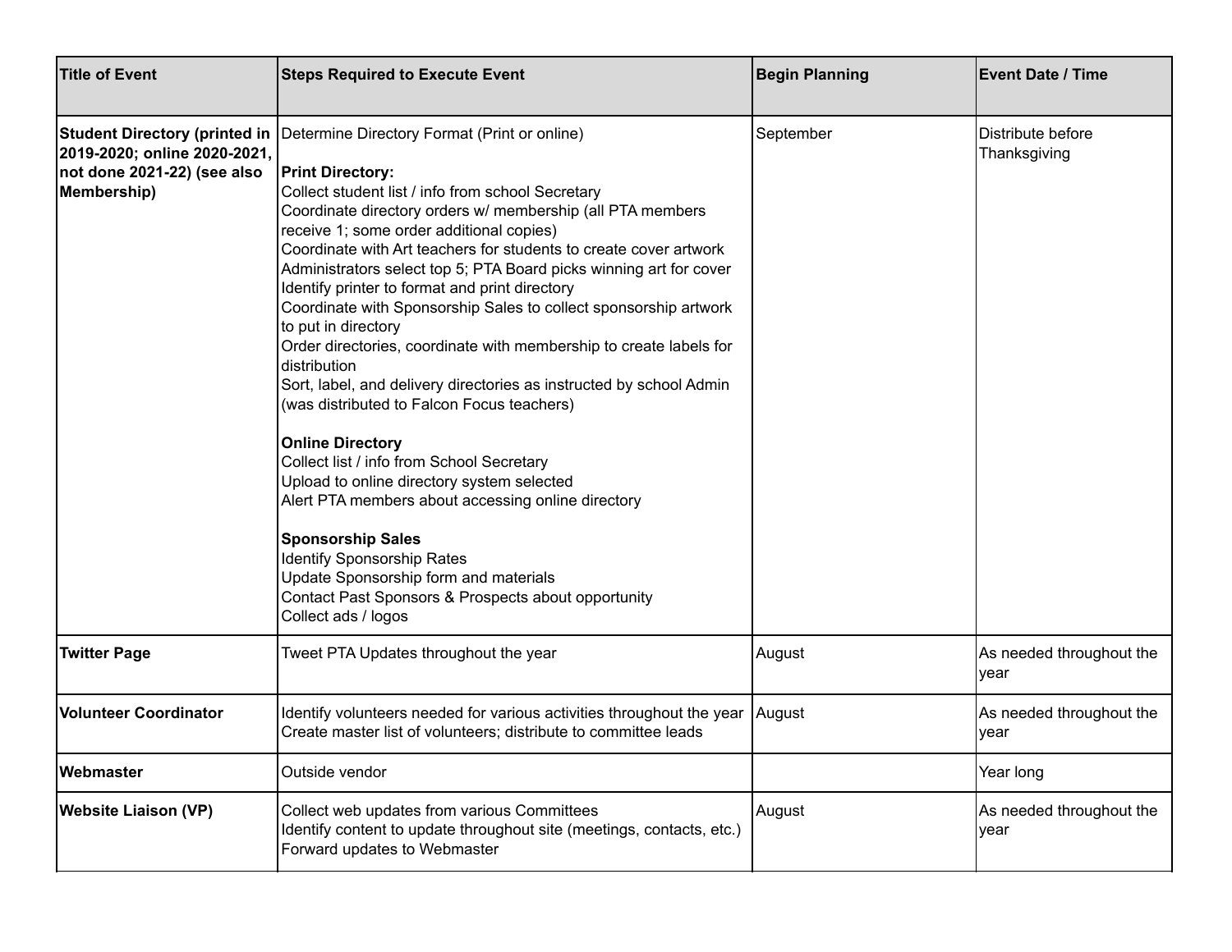| Title of Event | Steps Required to Execute Event | Begin Planning | Event Date / Time |
|---|---|---|---|
| **Student Directory (printed in 2019-2020; online 2020-2021, not done 2021-22) (see also Membership)** | Determine Directory Format (Print or online)<br><br>**Print Directory:**<br>Collect student list / info from school Secretary<br>Coordinate directory orders w/ membership (all PTA members receive 1; some order additional copies)<br>Coordinate with Art teachers for students to create cover artwork<br>Administrators select top 5; PTA Board picks winning art for cover<br>Identify printer to format and print directory<br>Coordinate with Sponsorship Sales to collect sponsorship artwork to put in directory<br>Order directories, coordinate with membership to create labels for distribution<br>Sort, label, and delivery directories as instructed by school Admin (was distributed to Falcon Focus teachers)<br><br>**Online Directory**<br>Collect list / info from School Secretary<br>Upload to online directory system selected<br>Alert PTA members about accessing online directory<br><br>**Sponsorship Sales**<br>Identify Sponsorship Rates<br>Update Sponsorship form and materials<br>Contact Past Sponsors & Prospects about opportunity<br>Collect ads / logos | September | Distribute before Thanksgiving |
| **Twitter Page** | Tweet PTA Updates throughout the year | August | As needed throughout the year |
| **Volunteer Coordinator** | Identify volunteers needed for various activities throughout the year<br>Create master list of volunteers; distribute to committee leads | August | As needed throughout the year |
| **Webmaster** | Outside vendor | | Year long |
| **Website Liaison (VP)** | Collect web updates from various Committees<br>Identify content to update throughout site (meetings, contacts, etc.)<br>Forward updates to Webmaster | August | As needed throughout the year |